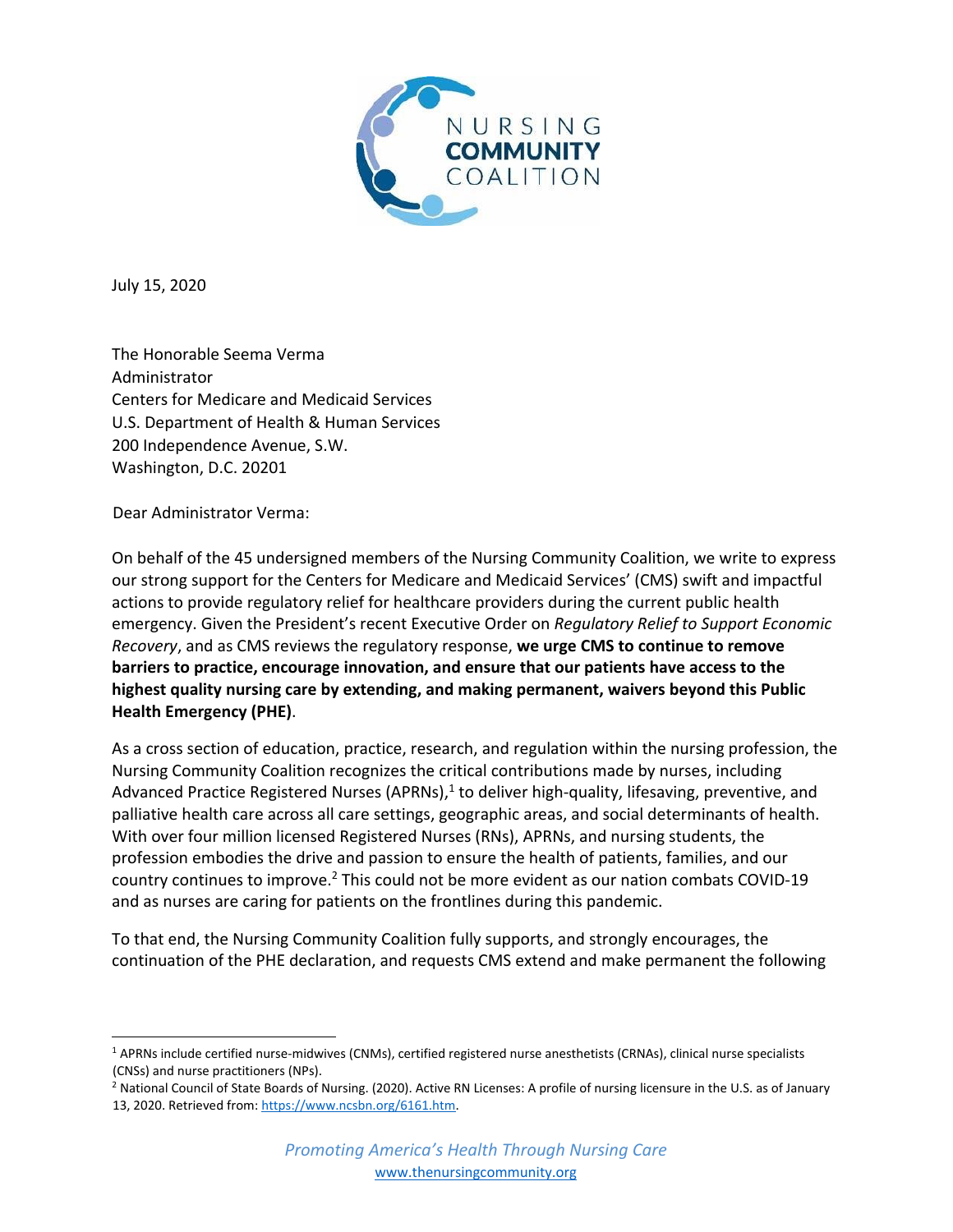NURSING COMMUNITY COALITION

July 15, 2020

The Honorable Seema Verma
Administrator
Centers for Medicare and Medicaid Services
U.S. Department of Health & Human Services
200 Independence Avenue, S.W.
Washington, D.C. 20201

Dear Administrator Verma:

On behalf of the 45 undersigned members of the Nursing Community Coalition, we write to express our strong support for the Centers for Medicare and Medicaid Services' (CMS) swift and impactful actions to provide regulatory relief for healthcare providers during the current public health emergency. Given the President's recent Executive Order on *Regulatory Relief to Support Economic Recovery*, and as CMS reviews the regulatory response, **we urge CMS to continue to remove barriers to practice, encourage innovation, and ensure that our patients have access to the highest quality nursing care by extending, and making permanent, waivers beyond this Public Health Emergency (PHE)**.

As a cross section of education, practice, research, and regulation within the nursing profession, the Nursing Community Coalition recognizes the critical contributions made by nurses, including Advanced Practice Registered Nurses (APRNs),[1] to deliver high-quality, lifesaving, preventive, and palliative health care across all care settings, geographic areas, and social determinants of health. With over four million licensed Registered Nurses (RNs), APRNs, and nursing students, the profession embodies the drive and passion to ensure the health of patients, families, and our country continues to improve.[2] This could not be more evident as our nation combats COVID-19 and as nurses are caring for patients on the frontlines during this pandemic.

To that end, the Nursing Community Coalition fully supports, and strongly encourages, the continuation of the PHE declaration, and requests CMS extend and make permanent the following

---

[1] APRNs include certified nurse-midwives (CNMs), certified registered nurse anesthetists (CRNAs), clinical nurse specialists (CNSs) and nurse practitioners (NPs).

[2] National Council of State Boards of Nursing. (2020). Active RN Licenses: A profile of nursing licensure in the U.S. as of January 13, 2020. Retrieved from: https://www.ncsbn.org/6161.htm.

*Promoting America's Health Through Nursing Care*
www.thenursingcommunity.org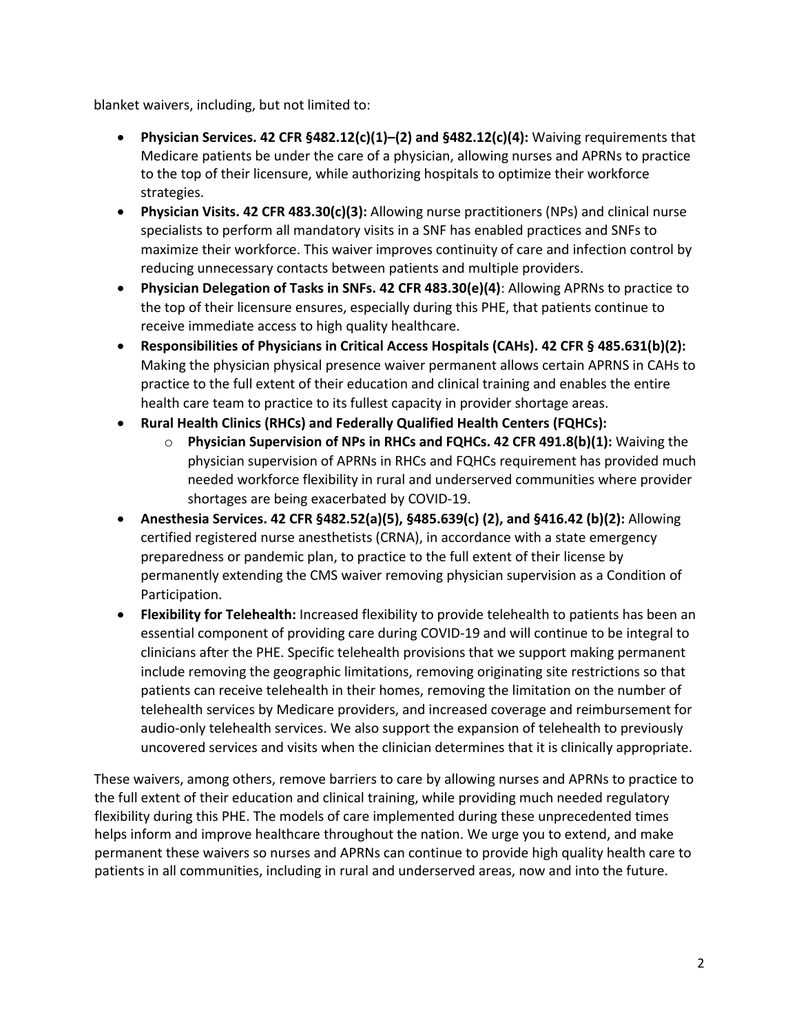blanket waivers, including, but not limited to:

- **Physician Services. 42 CFR §482.12(c)(1)–(2) and §482.12(c)(4):** Waiving requirements that Medicare patients be under the care of a physician, allowing nurses and APRNs to practice to the top of their licensure, while authorizing hospitals to optimize their workforce strategies.
- **Physician Visits. 42 CFR 483.30(c)(3):** Allowing nurse practitioners (NPs) and clinical nurse specialists to perform all mandatory visits in a SNF has enabled practices and SNFs to maximize their workforce. This waiver improves continuity of care and infection control by reducing unnecessary contacts between patients and multiple providers.
- **Physician Delegation of Tasks in SNFs. 42 CFR 483.30(e)(4)**: Allowing APRNs to practice to the top of their licensure ensures, especially during this PHE, that patients continue to receive immediate access to high quality healthcare.
- **Responsibilities of Physicians in Critical Access Hospitals (CAHs). 42 CFR § 485.631(b)(2):** Making the physician physical presence waiver permanent allows certain APRNS in CAHs to practice to the full extent of their education and clinical training and enables the entire health care team to practice to its fullest capacity in provider shortage areas.
- **Rural Health Clinics (RHCs) and Federally Qualified Health Centers (FQHCs):**
  - **Physician Supervision of NPs in RHCs and FQHCs. 42 CFR 491.8(b)(1):** Waiving the physician supervision of APRNs in RHCs and FQHCs requirement has provided much needed workforce flexibility in rural and underserved communities where provider shortages are being exacerbated by COVID-19.
- **Anesthesia Services. 42 CFR §482.52(a)(5), §485.639(c) (2), and §416.42 (b)(2):** Allowing certified registered nurse anesthetists (CRNA), in accordance with a state emergency preparedness or pandemic plan, to practice to the full extent of their license by permanently extending the CMS waiver removing physician supervision as a Condition of Participation.
- **Flexibility for Telehealth:** Increased flexibility to provide telehealth to patients has been an essential component of providing care during COVID-19 and will continue to be integral to clinicians after the PHE. Specific telehealth provisions that we support making permanent include removing the geographic limitations, removing originating site restrictions so that patients can receive telehealth in their homes, removing the limitation on the number of telehealth services by Medicare providers, and increased coverage and reimbursement for audio-only telehealth services. We also support the expansion of telehealth to previously uncovered services and visits when the clinician determines that it is clinically appropriate.

These waivers, among others, remove barriers to care by allowing nurses and APRNs to practice to the full extent of their education and clinical training, while providing much needed regulatory flexibility during this PHE. The models of care implemented during these unprecedented times helps inform and improve healthcare throughout the nation. We urge you to extend, and make permanent these waivers so nurses and APRNs can continue to provide high quality health care to patients in all communities, including in rural and underserved areas, now and into the future.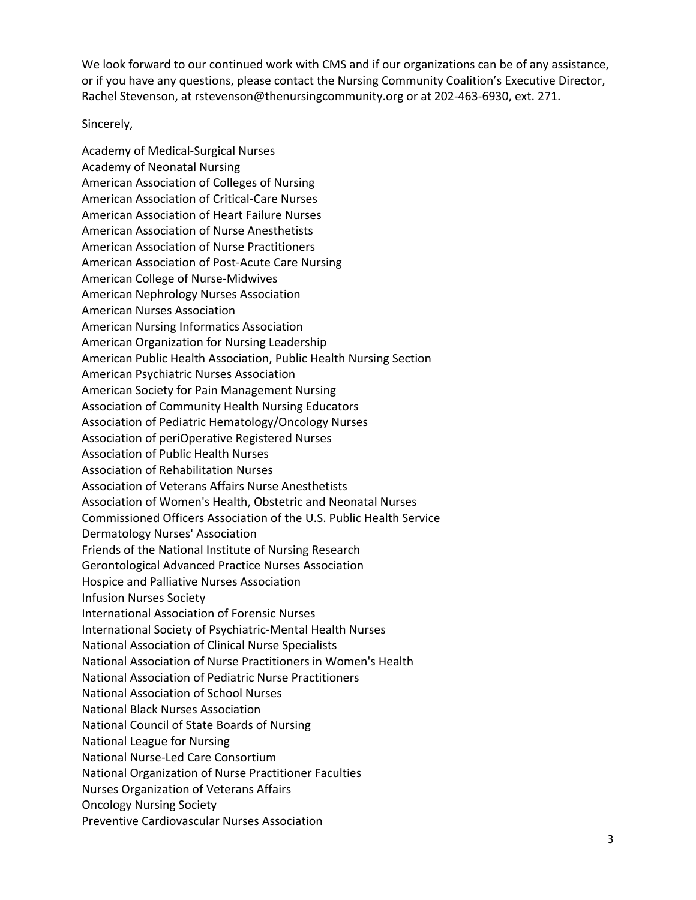We look forward to our continued work with CMS and if our organizations can be of any assistance, or if you have any questions, please contact the Nursing Community Coalition's Executive Director, Rachel Stevenson, at rstevenson@thenursingcommunity.org or at 202-463-6930, ext. 271.

Sincerely,

Academy of Medical-Surgical Nurses
Academy of Neonatal Nursing
American Association of Colleges of Nursing
American Association of Critical-Care Nurses
American Association of Heart Failure Nurses
American Association of Nurse Anesthetists
American Association of Nurse Practitioners
American Association of Post-Acute Care Nursing
American College of Nurse-Midwives
American Nephrology Nurses Association
American Nurses Association
American Nursing Informatics Association
American Organization for Nursing Leadership
American Public Health Association, Public Health Nursing Section
American Psychiatric Nurses Association
American Society for Pain Management Nursing
Association of Community Health Nursing Educators
Association of Pediatric Hematology/Oncology Nurses
Association of periOperative Registered Nurses
Association of Public Health Nurses
Association of Rehabilitation Nurses
Association of Veterans Affairs Nurse Anesthetists
Association of Women's Health, Obstetric and Neonatal Nurses
Commissioned Officers Association of the U.S. Public Health Service
Dermatology Nurses' Association
Friends of the National Institute of Nursing Research
Gerontological Advanced Practice Nurses Association
Hospice and Palliative Nurses Association
Infusion Nurses Society
International Association of Forensic Nurses
International Society of Psychiatric-Mental Health Nurses
National Association of Clinical Nurse Specialists
National Association of Nurse Practitioners in Women's Health
National Association of Pediatric Nurse Practitioners
National Association of School Nurses
National Black Nurses Association
National Council of State Boards of Nursing
National League for Nursing
National Nurse-Led Care Consortium
National Organization of Nurse Practitioner Faculties
Nurses Organization of Veterans Affairs
Oncology Nursing Society
Preventive Cardiovascular Nurses Association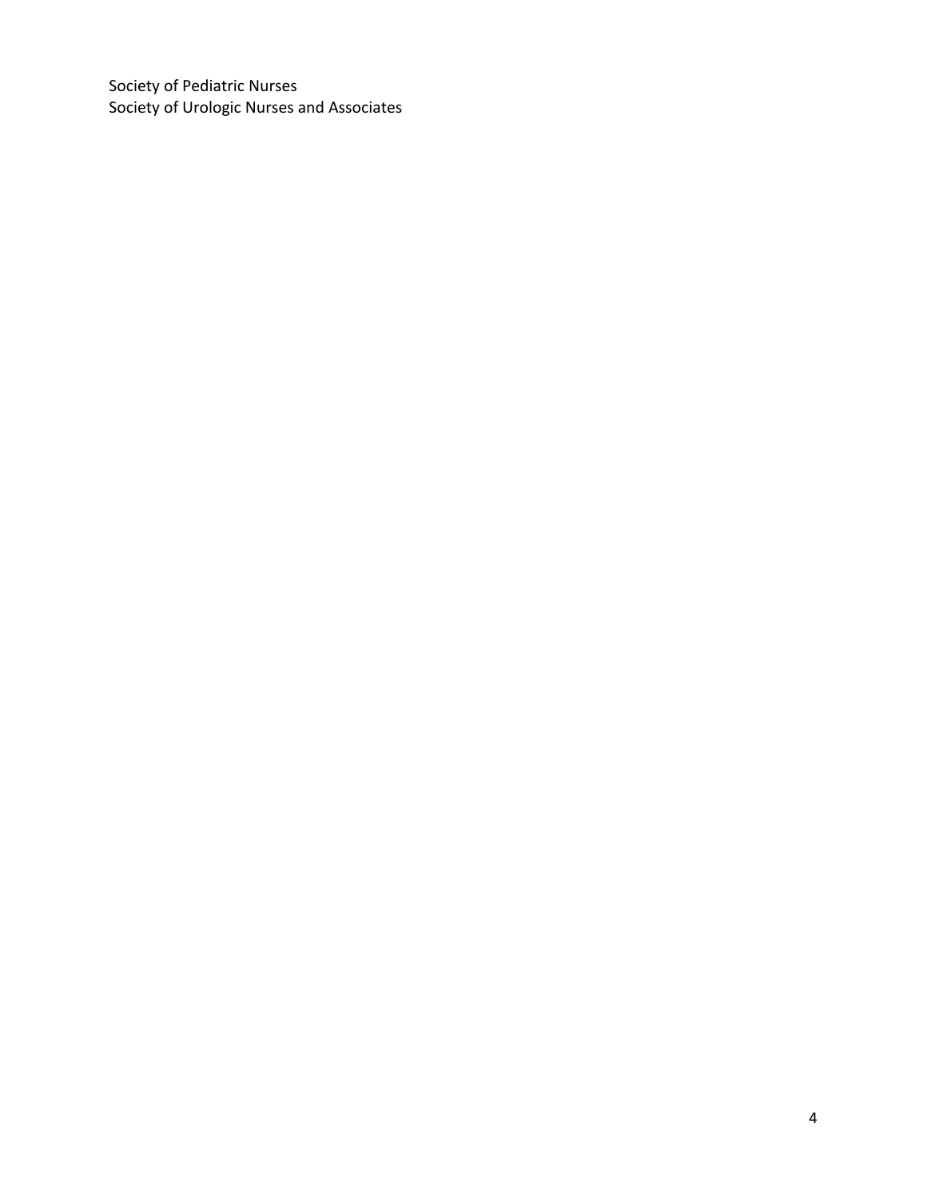Society of Pediatric Nurses
Society of Urologic Nurses and Associates